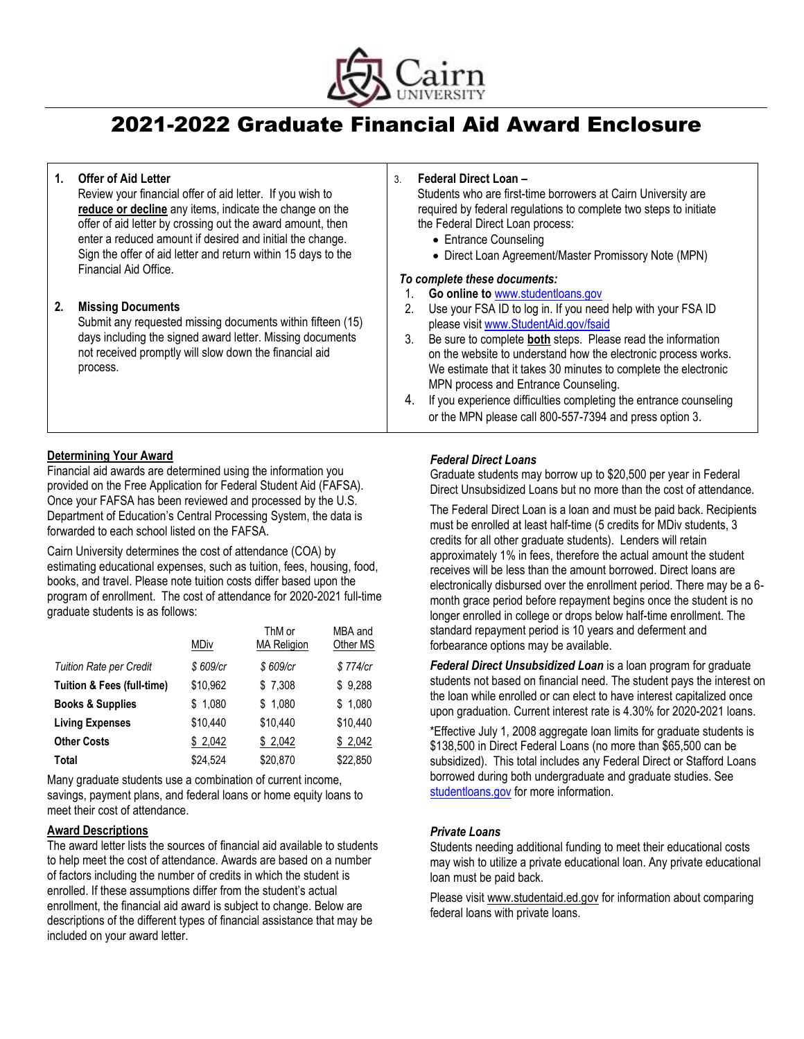Cairn UNIVERSITY

# 2021-2022 Graduate Financial Aid Award Enclosure

1. **Offer of Aid Letter**
   Review your financial offer of aid letter. If you wish to **reduce or decline** any items, indicate the change on the offer of aid letter by crossing out the award amount, then enter a reduced amount if desired and initial the change. Sign the offer of aid letter and return within 15 days to the Financial Aid Office.

2. **Missing Documents**
   Submit any requested missing documents within fifteen (15) days including the signed award letter. Missing documents not received promptly will slow down the financial aid process.

3. **Federal Direct Loan –**
   Students who are first-time borrowers at Cairn University are required by federal regulations to complete two steps to initiate the Federal Direct Loan process:
   - Entrance Counseling
   - Direct Loan Agreement/Master Promissory Note (MPN)

   ***To complete these documents:***
   1. **Go online to** www.studentloans.gov
   2. Use your FSA ID to log in. If you need help with your FSA ID please visit www.StudentAid.gov/fsaid
   3. Be sure to complete **both** steps. Please read the information on the website to understand how the electronic process works. We estimate that it takes 30 minutes to complete the electronic MPN process and Entrance Counseling.
   4. If you experience difficulties completing the entrance counseling or the MPN please call 800-557-7394 and press option 3.

## Determining Your Award

Financial aid awards are determined using the information you provided on the Free Application for Federal Student Aid (FAFSA). Once your FAFSA has been reviewed and processed by the U.S. Department of Education's Central Processing System, the data is forwarded to each school listed on the FAFSA.

Cairn University determines the cost of attendance (COA) by estimating educational expenses, such as tuition, fees, housing, food, books, and travel. Please note tuition costs differ based upon the program of enrollment. The cost of attendance for 2020-2021 full-time graduate students is as follows:

| | MDiv | ThM or MA Religion | MBA and Other MS |
|---|---|---|---|
| *Tuition Rate per Credit* | *$ 609/cr* | *$ 609/cr* | *$ 774/cr* |
| **Tuition & Fees (full-time)** | $10,962 | $ 7,308 | $ 9,288 |
| **Books & Supplies** | $ 1,080 | $ 1,080 | $ 1,080 |
| **Living Expenses** | $10,440 | $10,440 | $10,440 |
| **Other Costs** | $ 2,042 | $ 2,042 | $ 2,042 |
| **Total** | $24,524 | $20,870 | $22,850 |

Many graduate students use a combination of current income, savings, payment plans, and federal loans or home equity loans to meet their cost of attendance.

## Award Descriptions

The award letter lists the sources of financial aid available to students to help meet the cost of attendance. Awards are based on a number of factors including the number of credits in which the student is enrolled. If these assumptions differ from the student's actual enrollment, the financial aid award is subject to change. Below are descriptions of the different types of financial assistance that may be included on your award letter.

### *Federal Direct Loans*

Graduate students may borrow up to $20,500 per year in Federal Direct Unsubsidized Loans but no more than the cost of attendance.

The Federal Direct Loan is a loan and must be paid back. Recipients must be enrolled at least half-time (5 credits for MDiv students, 3 credits for all other graduate students). Lenders will retain approximately 1% in fees, therefore the actual amount the student receives will be less than the amount borrowed. Direct loans are electronically disbursed over the enrollment period. There may be a 6-month grace period before repayment begins once the student is no longer enrolled in college or drops below half-time enrollment. The standard repayment period is 10 years and deferment and forbearance options may be available.

***Federal Direct Unsubsidized Loan*** is a loan program for graduate students not based on financial need. The student pays the interest on the loan while enrolled or can elect to have interest capitalized once upon graduation. Current interest rate is 4.30% for 2020-2021 loans.

*Effective July 1, 2008 aggregate loan limits for graduate students is $138,500 in Direct Federal Loans (no more than $65,500 can be subsidized). This total includes any Federal Direct or Stafford Loans borrowed during both undergraduate and graduate studies. See studentloans.gov for more information.

### *Private Loans*

Students needing additional funding to meet their educational costs may wish to utilize a private educational loan. Any private educational loan must be paid back.

Please visit www.studentaid.ed.gov for information about comparing federal loans with private loans.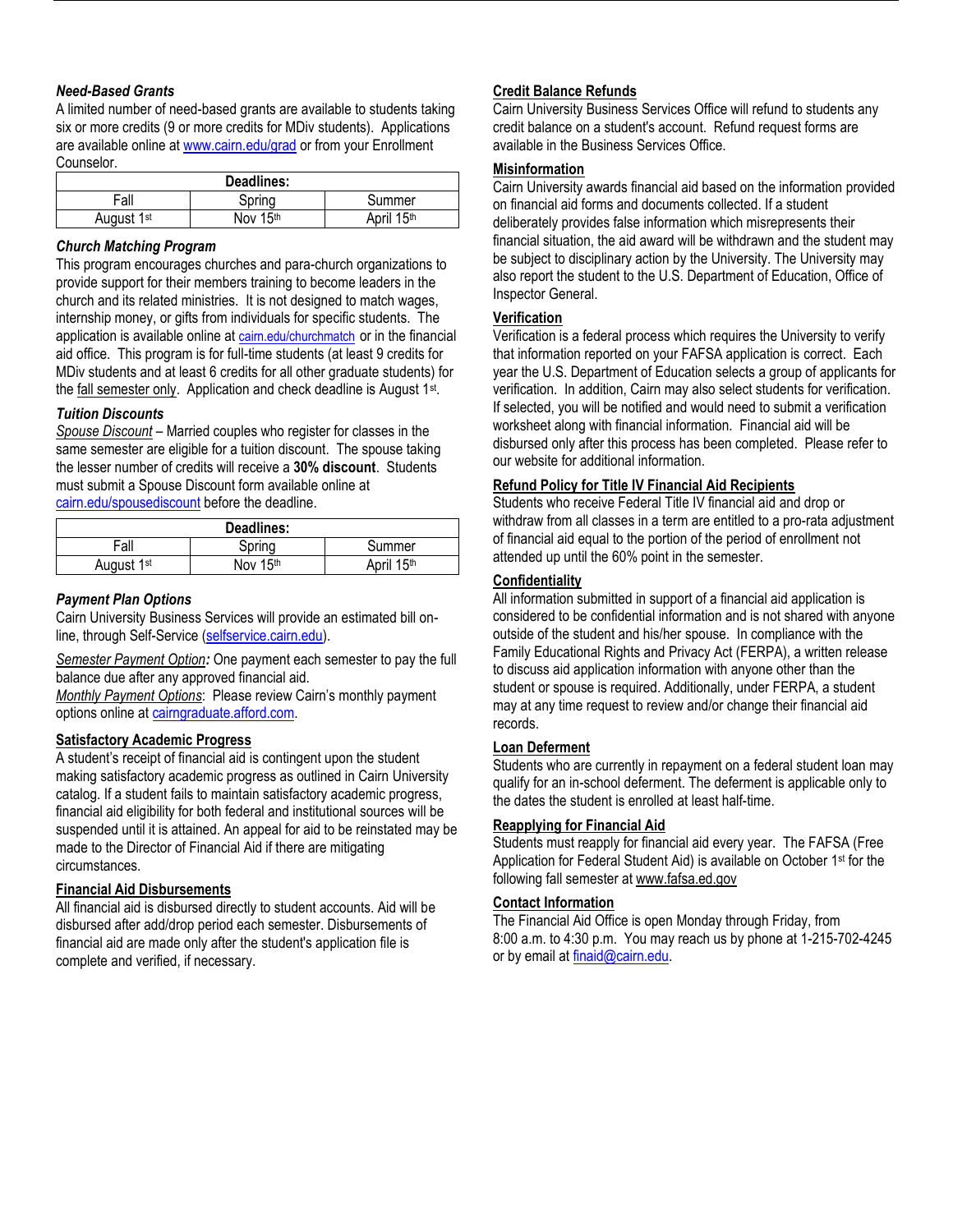### *Need-Based Grants*

A limited number of need-based grants are available to students taking six or more credits (9 or more credits for MDiv students). Applications are available online at www.cairn.edu/grad or from your Enrollment Counselor.

| Deadlines: | | |
|---|---|---|
| Fall | Spring | Summer |
| August 1st | Nov 15th | April 15th |

### *Church Matching Program*

This program encourages churches and para-church organizations to provide support for their members training to become leaders in the church and its related ministries. It is not designed to match wages, internship money, or gifts from individuals for specific students. The application is available online at cairn.edu/churchmatch or in the financial aid office. This program is for full-time students (at least 9 credits for MDiv students and at least 6 credits for all other graduate students) for the fall semester only. Application and check deadline is August 1st.

### *Tuition Discounts*

*Spouse Discount* – Married couples who register for classes in the same semester are eligible for a tuition discount. The spouse taking the lesser number of credits will receive a **30% discount**. Students must submit a Spouse Discount form available online at cairn.edu/spousediscount before the deadline.

| Deadlines: | | |
|---|---|---|
| Fall | Spring | Summer |
| August 1st | Nov 15th | April 15th |

### *Payment Plan Options*

Cairn University Business Services will provide an estimated bill on-line, through Self-Service (selfservice.cairn.edu).

*Semester Payment Option*: One payment each semester to pay the full balance due after any approved financial aid.

*Monthly Payment Options*: Please review Cairn's monthly payment options online at cairngraduate.afford.com.

### Satisfactory Academic Progress

A student's receipt of financial aid is contingent upon the student making satisfactory academic progress as outlined in Cairn University catalog. If a student fails to maintain satisfactory academic progress, financial aid eligibility for both federal and institutional sources will be suspended until it is attained. An appeal for aid to be reinstated may be made to the Director of Financial Aid if there are mitigating circumstances.

### Financial Aid Disbursements

All financial aid is disbursed directly to student accounts. Aid will be disbursed after add/drop period each semester. Disbursements of financial aid are made only after the student's application file is complete and verified, if necessary.

### Credit Balance Refunds

Cairn University Business Services Office will refund to students any credit balance on a student's account. Refund request forms are available in the Business Services Office.

### Misinformation

Cairn University awards financial aid based on the information provided on financial aid forms and documents collected. If a student deliberately provides false information which misrepresents their financial situation, the aid award will be withdrawn and the student may be subject to disciplinary action by the University. The University may also report the student to the U.S. Department of Education, Office of Inspector General.

### Verification

Verification is a federal process which requires the University to verify that information reported on your FAFSA application is correct. Each year the U.S. Department of Education selects a group of applicants for verification. In addition, Cairn may also select students for verification. If selected, you will be notified and would need to submit a verification worksheet along with financial information. Financial aid will be disbursed only after this process has been completed. Please refer to our website for additional information.

### Refund Policy for Title IV Financial Aid Recipients

Students who receive Federal Title IV financial aid and drop or withdraw from all classes in a term are entitled to a pro-rata adjustment of financial aid equal to the portion of the period of enrollment not attended up until the 60% point in the semester.

### Confidentiality

All information submitted in support of a financial aid application is considered to be confidential information and is not shared with anyone outside of the student and his/her spouse. In compliance with the Family Educational Rights and Privacy Act (FERPA), a written release to discuss aid application information with anyone other than the student or spouse is required. Additionally, under FERPA, a student may at any time request to review and/or change their financial aid records.

### Loan Deferment

Students who are currently in repayment on a federal student loan may qualify for an in-school deferment. The deferment is applicable only to the dates the student is enrolled at least half-time.

### Reapplying for Financial Aid

Students must reapply for financial aid every year. The FAFSA (Free Application for Federal Student Aid) is available on October 1st for the following fall semester at www.fafsa.ed.gov

### Contact Information

The Financial Aid Office is open Monday through Friday, from 8:00 a.m. to 4:30 p.m. You may reach us by phone at 1-215-702-4245 or by email at finaid@cairn.edu.